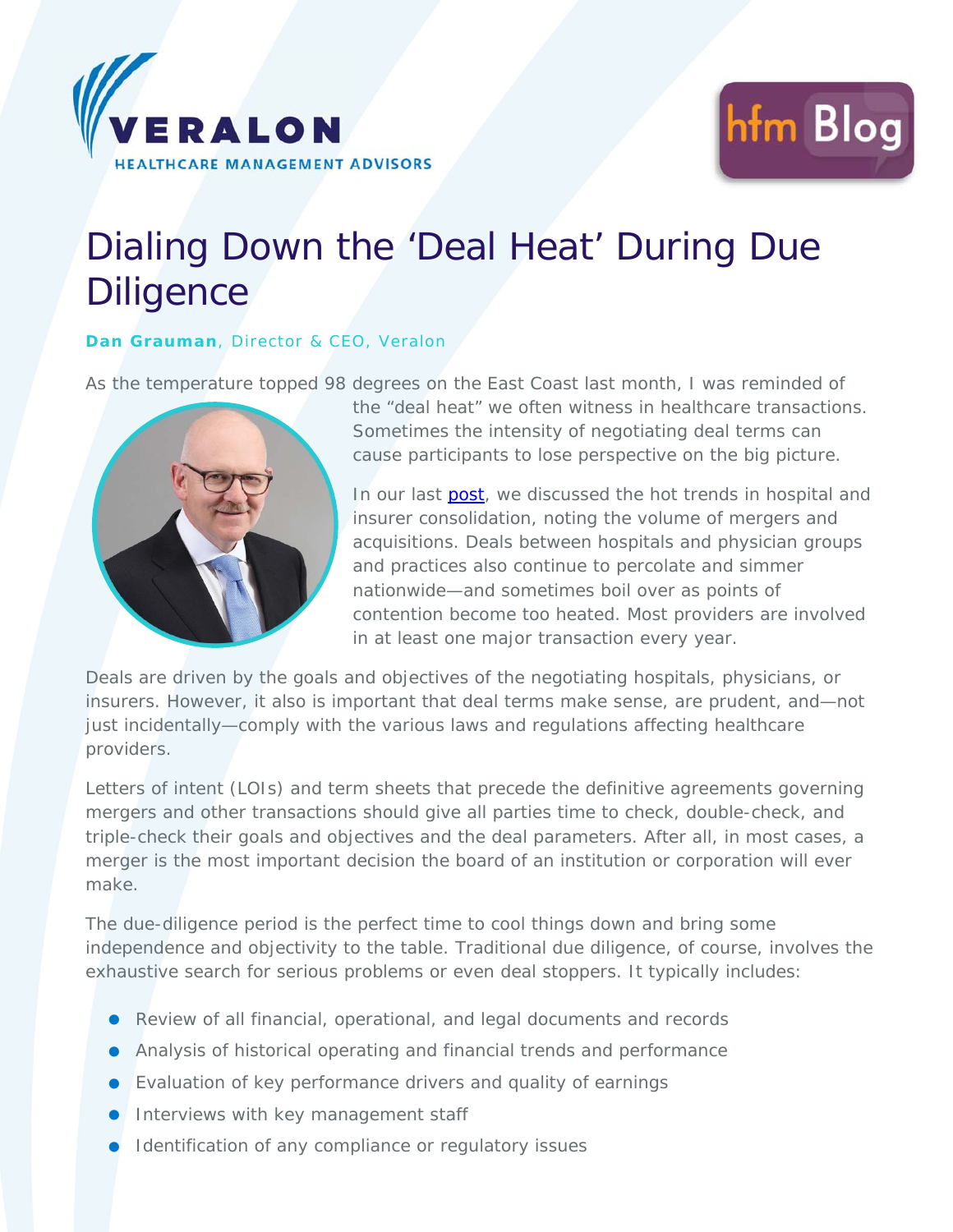VERALON
HEALTHCARE MANAGEMENT ADVISORS

hfm Blog

# Dialing Down the ‘Deal Heat’ During Due Diligence

**Dan Grauman**, Director & CEO, Veralon

As the temperature topped 98 degrees on the East Coast last month, I was reminded of the “deal heat” we often witness in healthcare transactions. Sometimes the intensity of negotiating deal terms can cause participants to lose perspective on the big picture.

In our last [post](post), we discussed the hot trends in hospital and insurer consolidation, noting the volume of mergers and acquisitions. Deals between hospitals and physician groups and practices also continue to percolate and simmer nationwide—and sometimes boil over as points of contention become too heated. Most providers are involved in at least one major transaction every year.

Deals are driven by the goals and objectives of the negotiating hospitals, physicians, or insurers. However, it also is important that deal terms make sense, are prudent, and—not just incidentally—comply with the various laws and regulations affecting healthcare providers.

Letters of intent (LOIs) and term sheets that precede the definitive agreements governing mergers and other transactions should give all parties time to check, double-check, and triple-check their goals and objectives and the deal parameters. After all, in most cases, a merger is the most important decision the board of an institution or corporation will ever make.

The due-diligence period is the perfect time to cool things down and bring some independence and objectivity to the table. Traditional due diligence, of course, involves the exhaustive search for serious problems or even deal stoppers. It typically includes:

- Review of all financial, operational, and legal documents and records
- Analysis of historical operating and financial trends and performance
- Evaluation of key performance drivers and quality of earnings
- Interviews with key management staff
- Identification of any compliance or regulatory issues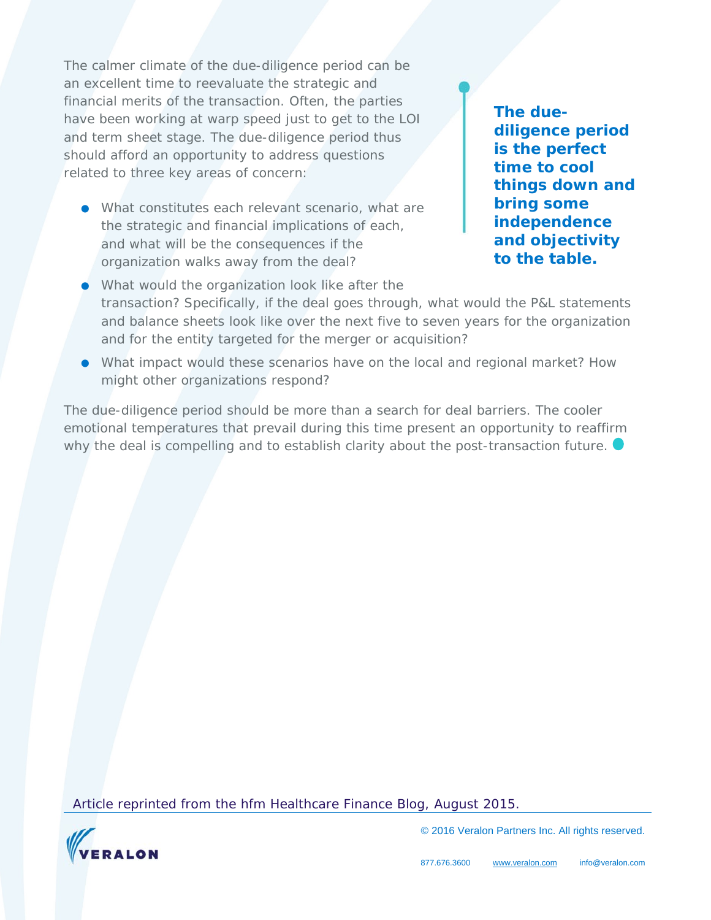The calmer climate of the due-diligence period can be an excellent time to reevaluate the strategic and financial merits of the transaction. Often, the parties have been working at warp speed just to get to the LOI and term sheet stage. The due-diligence period thus should afford an opportunity to address questions related to three key areas of concern:

**The due-diligence period is the perfect time to cool things down and bring some independence and objectivity to the table.**

- What constitutes each relevant scenario, what are the strategic and financial implications of each, and what will be the consequences if the organization walks away from the deal?
- What would the organization look like after the transaction? Specifically, if the deal goes through, what would the P&L statements and balance sheets look like over the next five to seven years for the organization and for the entity targeted for the merger or acquisition?
- What impact would these scenarios have on the local and regional market? How might other organizations respond?

The due-diligence period should be more than a search for deal barriers. The cooler emotional temperatures that prevail during this time present an opportunity to reaffirm why the deal is compelling and to establish clarity about the post-transaction future.

Article reprinted from the hfm Healthcare Finance Blog, August 2015.

VERALON

© 2016 Veralon Partners Inc. All rights reserved.

877.676.3600 www.veralon.com info@veralon.com